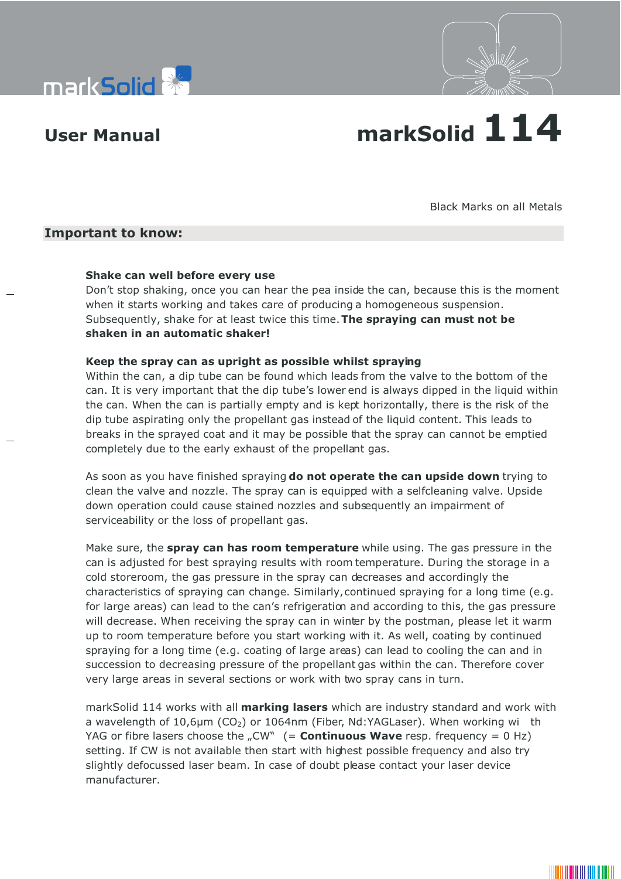# User Manual

# markSolid 114

Black Marks on all Metals

## Important to know:

**Shake can well before every use**
Don't stop shaking, once you can hear the pea inside the can, because this is the moment when it starts working and takes care of producing a homogeneous suspension. Subsequently, shake for at least twice this time. **The spraying can must not be shaken in an automatic shaker!**

**Keep the spray can as upright as possible whilst spraying**
Within the can, a dip tube can be found which leads from the valve to the bottom of the can. It is very important that the dip tube's lower end is always dipped in the liquid within the can. When the can is partially empty and is kept horizontally, there is the risk of the dip tube aspirating only the propellant gas instead of the liquid content. This leads to breaks in the sprayed coat and it may be possible that the spray can cannot be emptied completely due to the early exhaust of the propellant gas.

As soon as you have finished spraying **do not operate the can upside down** trying to clean the valve and nozzle. The spray can is equipped with a selfcleaning valve. Upside down operation could cause stained nozzles and subsequently an impairment of serviceability or the loss of propellant gas.

Make sure, the **spray can has room temperature** while using. The gas pressure in the can is adjusted for best spraying results with room temperature. During the storage in a cold storeroom, the gas pressure in the spray can decreases and accordingly the characteristics of spraying can change. Similarly, continued spraying for a long time (e.g. for large areas) can lead to the can's refrigeration and according to this, the gas pressure will decrease. When receiving the spray can in winter by the postman, please let it warm up to room temperature before you start working with it. As well, coating by continued spraying for a long time (e.g. coating of large areas) can lead to cooling the can and in succession to decreasing pressure of the propellant gas within the can. Therefore cover very large areas in several sections or work with two spray cans in turn.

markSolid 114 works with all **marking lasers** which are industry standard and work with a wavelength of 10,6µm ($CO_2$) or 1064nm (Fiber, Nd:YAGLaser). When working with YAG or fibre lasers choose the „CW" (= **Continuous Wave** resp. frequency = 0 Hz) setting. If CW is not available then start with highest possible frequency and also try slightly defocussed laser beam. In case of doubt please contact your laser device manufacturer.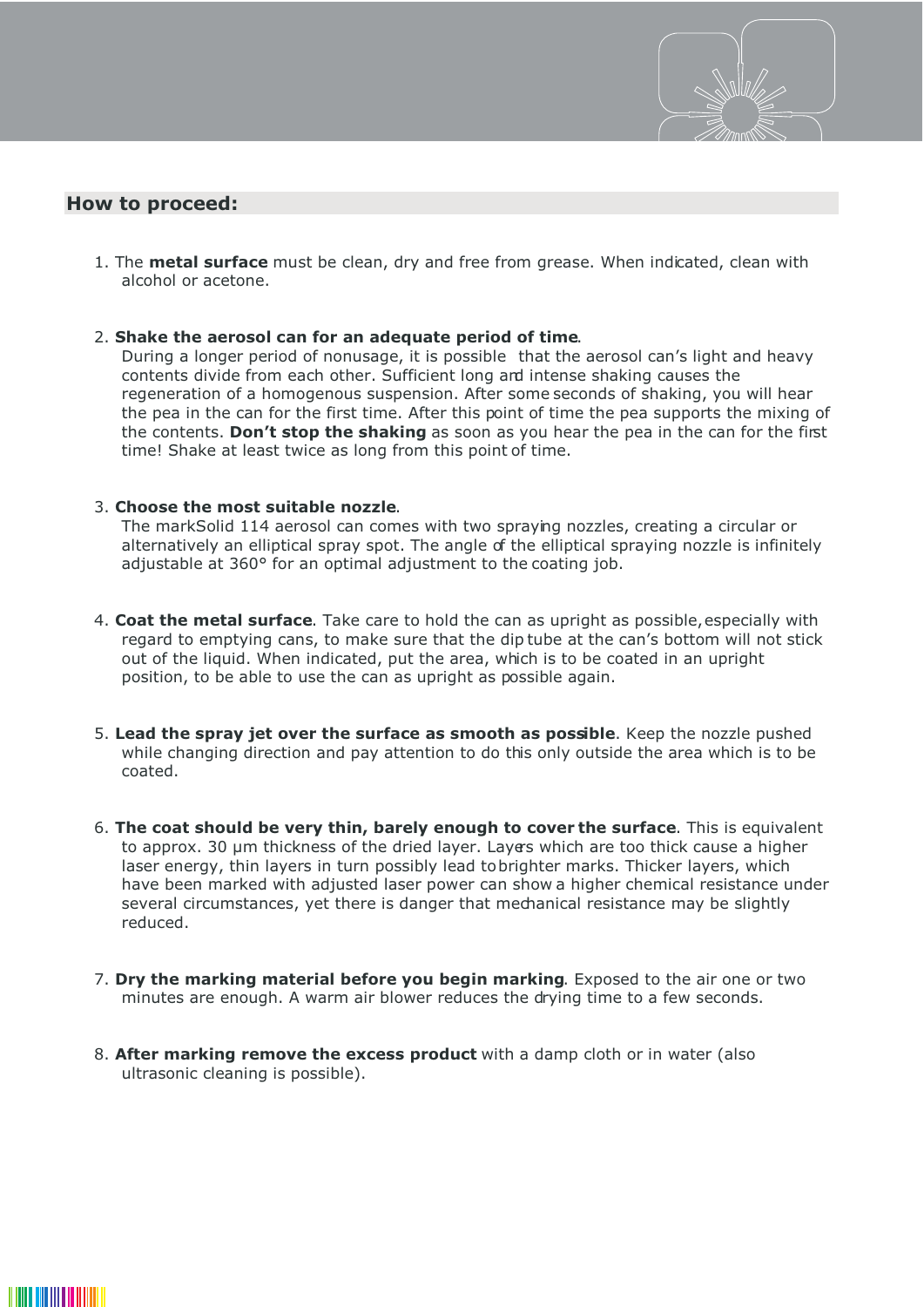## How to proceed:

1. The **metal surface** must be clean, dry and free from grease. When indicated, clean with alcohol or acetone.

2. **Shake the aerosol can for an adequate period of time**.
   During a longer period of nonusage, it is possible that the aerosol can's light and heavy contents divide from each other. Sufficient long and intense shaking causes the regeneration of a homogenous suspension. After some seconds of shaking, you will hear the pea in the can for the first time. After this point of time the pea supports the mixing of the contents. **Don't stop the shaking** as soon as you hear the pea in the can for the first time! Shake at least twice as long from this point of time.

3. **Choose the most suitable nozzle**.
   The markSolid 114 aerosol can comes with two spraying nozzles, creating a circular or alternatively an elliptical spray spot. The angle of the elliptical spraying nozzle is infinitely adjustable at 360° for an optimal adjustment to the coating job.

4. **Coat the metal surface**. Take care to hold the can as upright as possible, especially with regard to emptying cans, to make sure that the dip tube at the can's bottom will not stick out of the liquid. When indicated, put the area, which is to be coated in an upright position, to be able to use the can as upright as possible again.

5. **Lead the spray jet over the surface as smooth as possible**. Keep the nozzle pushed while changing direction and pay attention to do this only outside the area which is to be coated.

6. **The coat should be very thin, barely enough to cover the surface**. This is equivalent to approx. 30 µm thickness of the dried layer. Layers which are too thick cause a higher laser energy, thin layers in turn possibly lead to brighter marks. Thicker layers, which have been marked with adjusted laser power can show a higher chemical resistance under several circumstances, yet there is danger that mechanical resistance may be slightly reduced.

7. **Dry the marking material before you begin marking**. Exposed to the air one or two minutes are enough. A warm air blower reduces the drying time to a few seconds.

8. **After marking remove the excess product** with a damp cloth or in water (also ultrasonic cleaning is possible).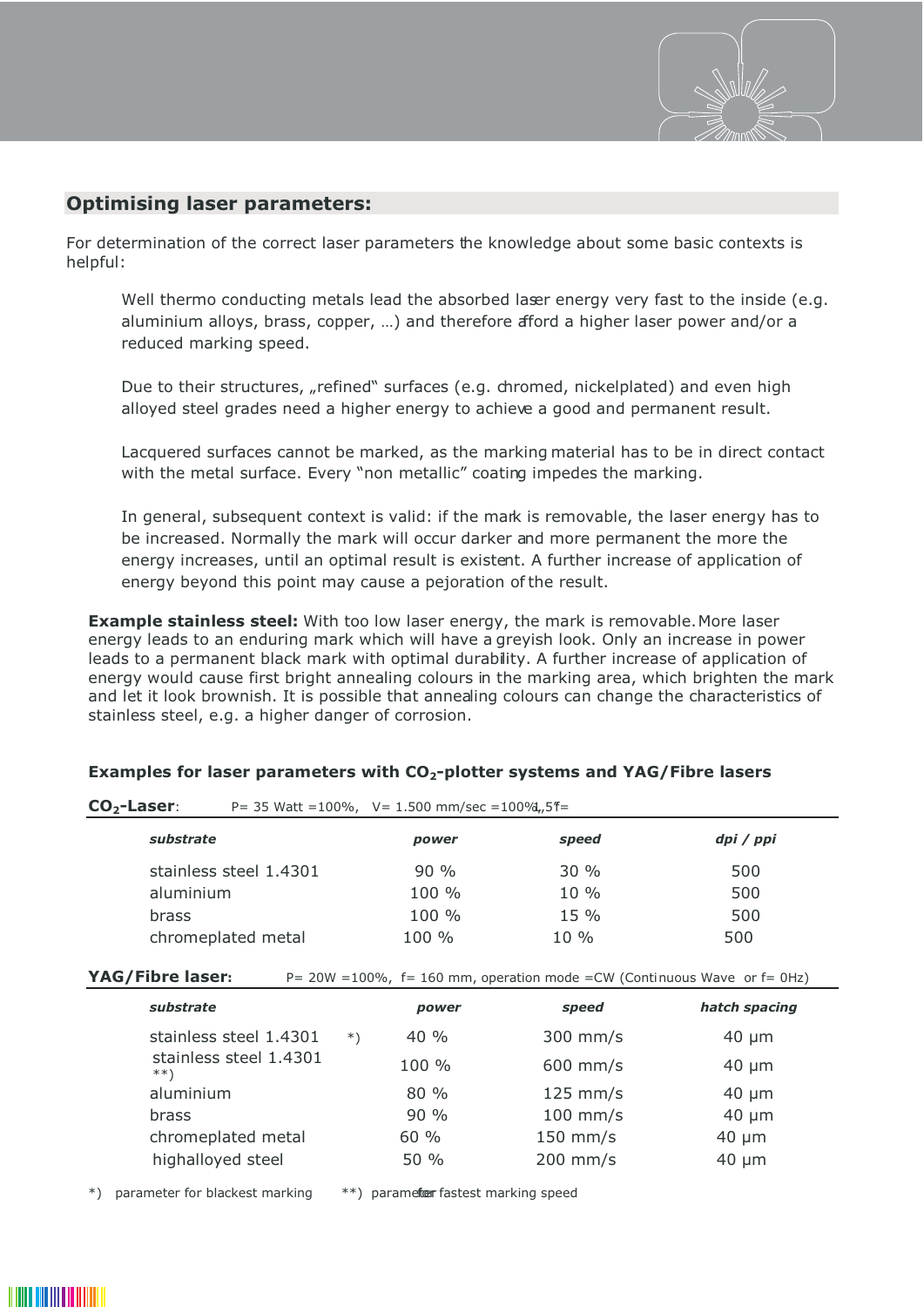## Optimising laser parameters:

For determination of the correct laser parameters the knowledge about some basic contexts is helpful:

Well thermo conducting metals lead the absorbed laser energy very fast to the inside (e.g. aluminium alloys, brass, copper, …) and therefore afford a higher laser power and/or a reduced marking speed.

Due to their structures, „refined“ surfaces (e.g. chromed, nickelplated) and even high alloyed steel grades need a higher energy to achieve a good and permanent result.

Lacquered surfaces cannot be marked, as the marking material has to be in direct contact with the metal surface. Every "non metallic" coating impedes the marking.

In general, subsequent context is valid: if the mark is removable, the laser energy has to be increased. Normally the mark will occur darker and more permanent the more the energy increases, until an optimal result is existent. A further increase of application of energy beyond this point may cause a pejoration of the result.

**Example stainless steel:** With too low laser energy, the mark is removable. More laser energy leads to an enduring mark which will have a greyish look. Only an increase in power leads to a permanent black mark with optimal durability. A further increase of application of energy would cause first bright annealing colours in the marking area, which brighten the mark and let it look brownish. It is possible that annealing colours can change the characteristics of stainless steel, e.g. a higher danger of corrosion.

### Examples for laser parameters with $CO_2$-plotter systems and YAG/Fibre lasers

**$CO_2$-Laser**: P= 35 Watt =100%, V= 1.500 mm/sec =100%, f= 1,5"

| *substrate* | *power* | *speed* | *dpi / ppi* |
|---|---|---|---|
| stainless steel 1.4301 | 90 % | 30 % | 500 |
| aluminium | 100 % | 10 % | 500 |
| brass | 100 % | 15 % | 500 |
| chromeplated metal | 100 % | 10 % | 500 |

**YAG/Fibre laser:** P= 20W =100%, f= 160 mm, operation mode =CW (Continuous Wave or f= 0Hz)

| *substrate* | *power* | *speed* | *hatch spacing* |
|---|---|---|---|
| stainless steel 1.4301 *) | 40 % | 300 mm/s | 40 µm |
| stainless steel 1.4301 **) | 100 % | 600 mm/s | 40 µm |
| aluminium | 80 % | 125 mm/s | 40 µm |
| brass | 90 % | 100 mm/s | 40 µm |
| chromeplated metal | 60 % | 150 mm/s | 40 µm |
| highalloyed steel | 50 % | 200 mm/s | 40 µm |

*) parameter for blackest marking  **) parameter for fastest marking speed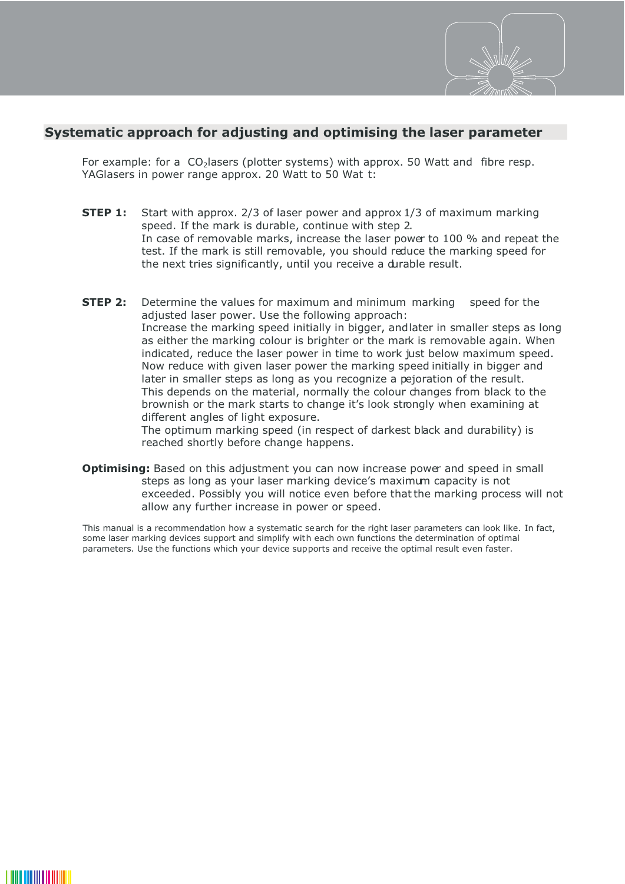## Systematic approach for adjusting and optimising the laser parameter

For example: for a $CO_2$lasers (plotter systems) with approx. 50 Watt and fibre resp. YAGlasers in power range approx. 20 Watt to 50 Wat t:

**STEP 1:** Start with approx. 2/3 of laser power and approx 1/3 of maximum marking speed. If the mark is durable, continue with step 2.
In case of removable marks, increase the laser power to 100 % and repeat the test. If the mark is still removable, you should reduce the marking speed for the next tries significantly, until you receive a durable result.

**STEP 2:** Determine the values for maximum and minimum marking speed for the adjusted laser power. Use the following approach:
Increase the marking speed initially in bigger, and later in smaller steps as long as either the marking colour is brighter or the mark is removable again. When indicated, reduce the laser power in time to work just below maximum speed.
Now reduce with given laser power the marking speed initially in bigger and later in smaller steps as long as you recognize a pejoration of the result.
This depends on the material, normally the colour changes from black to the brownish or the mark starts to change it's look strongly when examining at different angles of light exposure.
The optimum marking speed (in respect of darkest black and durability) is reached shortly before change happens.

**Optimising:** Based on this adjustment you can now increase power and speed in small steps as long as your laser marking device's maximum capacity is not exceeded. Possibly you will notice even before that the marking process will not allow any further increase in power or speed.

This manual is a recommendation how a systematic search for the right laser parameters can look like. In fact, some laser marking devices support and simplify with each own functions the determination of optimal parameters. Use the functions which your device supports and receive the optimal result even faster.